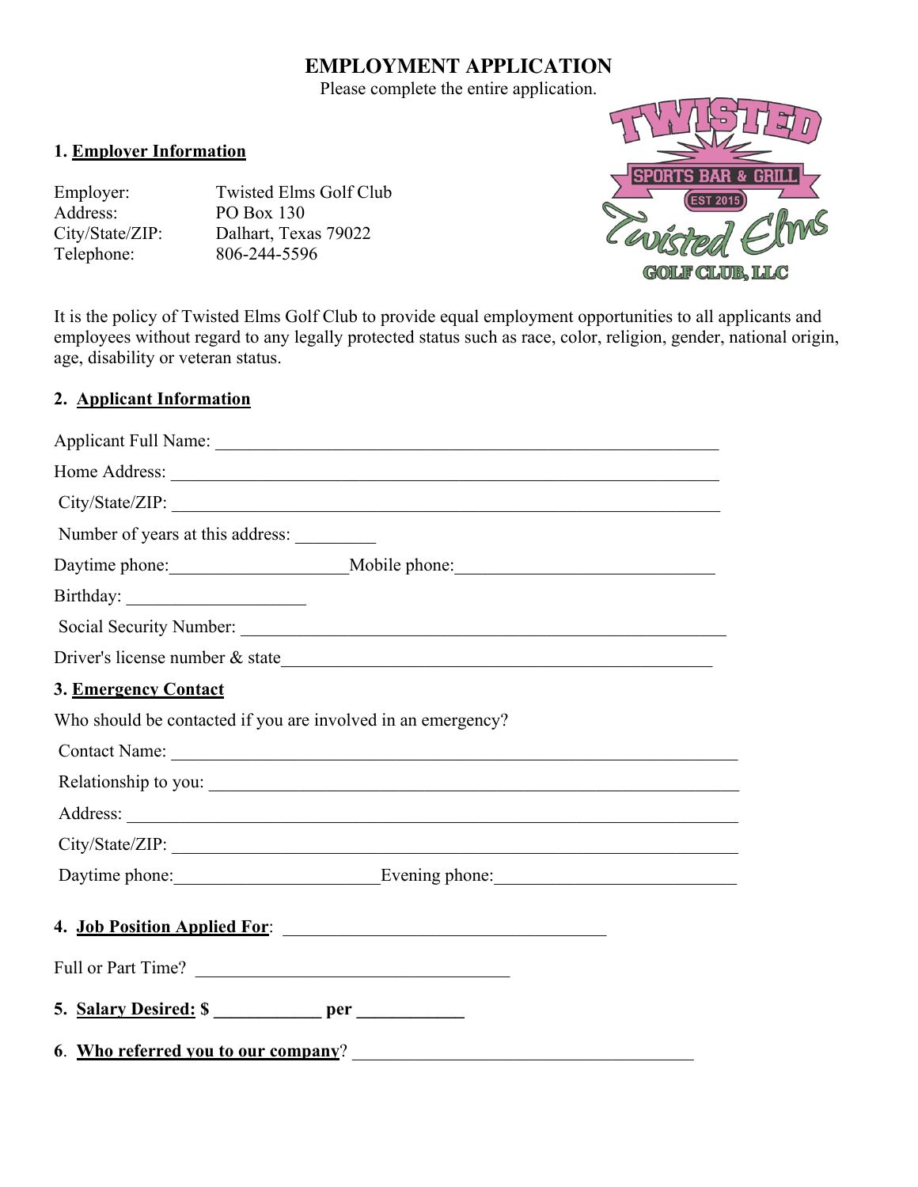# EMPLOYMENT APPLICATION

Please complete the entire application.

## 1. Employer Information

| | |
|---|---|
| Employer: | Twisted Elms Golf Club |
| Address: | PO Box 130 |
| City/State/ZIP: | Dalhart, Texas 79022 |
| Telephone: | 806-244-5596 |

It is the policy of Twisted Elms Golf Club to provide equal employment opportunities to all applicants and employees without regard to any legally protected status such as race, color, religion, gender, national origin, age, disability or veteran status.

## 2. Applicant Information

Applicant Full Name: ____________________________________________________________

Home Address: ________________________________________________________________

City/State/ZIP: ________________________________________________________________

Number of years at this address: _________

Daytime phone: ___________________ Mobile phone: _____________________________

Birthday: ____________________

Social Security Number: _________________________________________________________

Driver's license number & state ____________________________________________________

## 3. Emergency Contact

Who should be contacted if you are involved in an emergency?

Contact Name: _________________________________________________________________

Relationship to you: _____________________________________________________________

Address: _____________________________________________________________________

City/State/ZIP: _________________________________________________________________

Daytime phone: ______________________ Evening phone: ___________________________

## 4. Job Position Applied For: _____________________________________

Full or Part Time? ___________________________________

## 5. Salary Desired: $ ____________ per ____________

## 6. Who referred you to our company? _______________________________________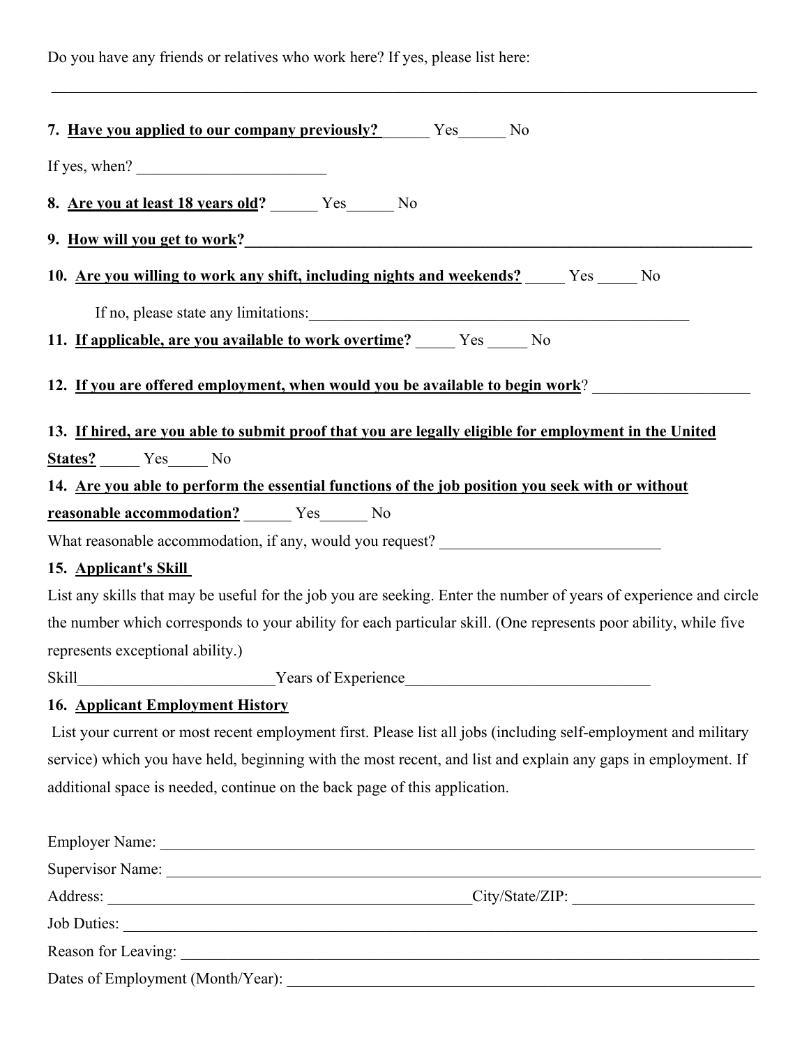Do you have any friends or relatives who work here? If yes, please list here:

______________________________________________________________________________________

7. **Have you applied to our company previously?** ______ Yes______ No

If yes, when? ________________________

8. **Are you at least 18 years old?** ______ Yes______ No

9. **How will you get to work?**______________________________________________________________

10. **Are you willing to work any shift, including nights and weekends?** _____ Yes _____ No

If no, please state any limitations:_________________________________________________

11. **If applicable, are you available to work overtime?** _____ Yes _____ No

12. **If you are offered employment, when would you be available to begin work?** ____________________

13. **If hired, are you able to submit proof that you are legally eligible for employment in the United States?** _____ Yes_____ No

14. **Are you able to perform the essential functions of the job position you seek with or without reasonable accommodation?** ______ Yes______ No

What reasonable accommodation, if any, would you request? ____________________________

15. **Applicant's Skill**

List any skills that may be useful for the job you are seeking. Enter the number of years of experience and circle the number which corresponds to your ability for each particular skill. (One represents poor ability, while five represents exceptional ability.)

Skill_________________________Years of Experience_______________________________

16. **Applicant Employment History**

List your current or most recent employment first. Please list all jobs (including self-employment and military service) which you have held, beginning with the most recent, and list and explain any gaps in employment. If additional space is needed, continue on the back page of this application.

Employer Name: ___________________________________________________________________________

Supervisor Name: __________________________________________________________________________

Address: _______________________________________________City/State/ZIP: _______________________

Job Duties: _______________________________________________________________________________

Reason for Leaving: ________________________________________________________________________

Dates of Employment (Month/Year): ____________________________________________________________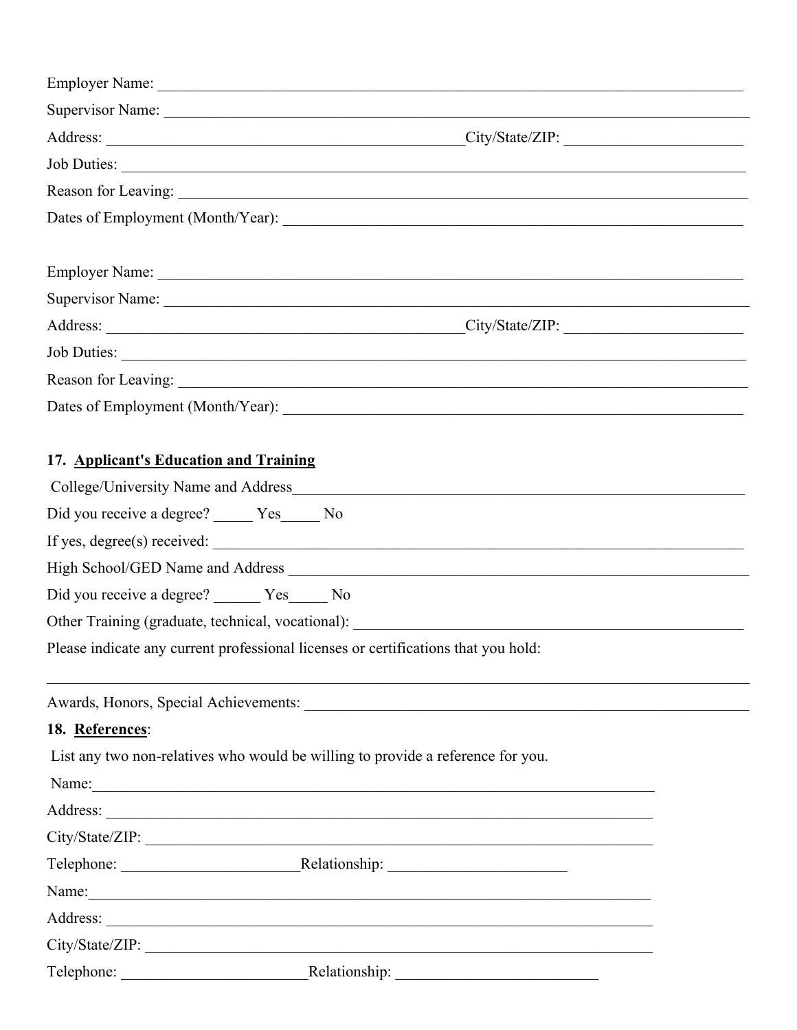Employer Name: ______________________________________________________________________________

Supervisor Name: ____________________________________________________________________________

Address: _______________________________________________City/State/ZIP: ______________________

Job Duties: __________________________________________________________________________________

Reason for Leaving: __________________________________________________________________________

Dates of Employment (Month/Year): ____________________________________________________________

Employer Name: ______________________________________________________________________________

Supervisor Name: ____________________________________________________________________________

Address: _______________________________________________City/State/ZIP: ______________________

Job Duties: __________________________________________________________________________________

Reason for Leaving: __________________________________________________________________________

Dates of Employment (Month/Year): ____________________________________________________________

## 17. Applicant's Education and Training

College/University Name and Address__________________________________________________________

Did you receive a degree? _____ Yes_____ No

If yes, degree(s) received: ___________________________________________________________________

High School/GED Name and Address ___________________________________________________________

Did you receive a degree? ______ Yes_____ No

Other Training (graduate, technical, vocational): _______________________________________________

Please indicate any current professional licenses or certifications that you hold:

______________________________________________________________________________________________

Awards, Honors, Special Achievements: _________________________________________________________

## 18. References:

List any two non-relatives who would be willing to provide a reference for you.

Name:________________________________________________________________________

Address: _____________________________________________________________________

City/State/ZIP: ________________________________________________________________

Telephone: ______________________Relationship: ______________________

Name:________________________________________________________________________

Address: _____________________________________________________________________

City/State/ZIP: ________________________________________________________________

Telephone: ________________________Relationship: _________________________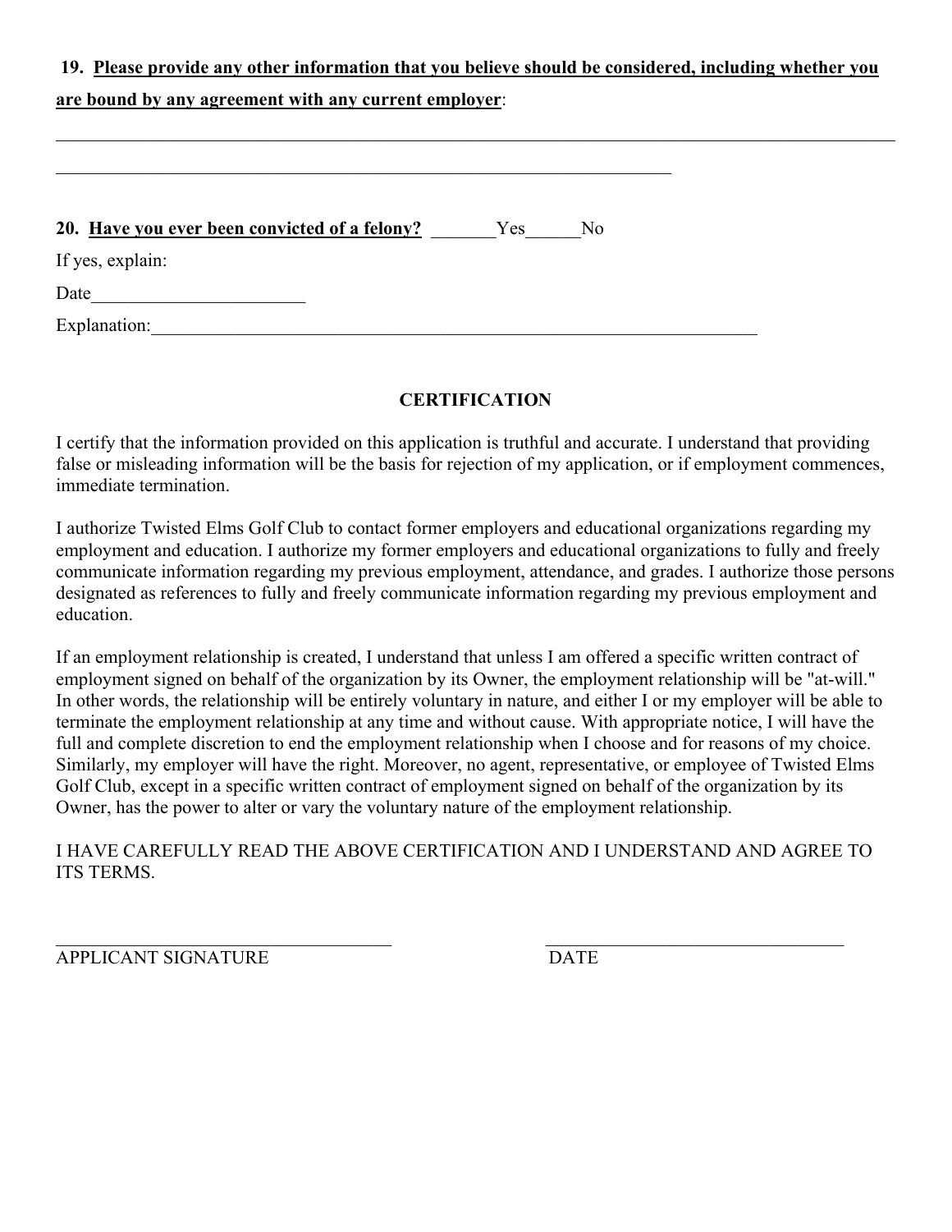**19. <u>Please provide any other information that you believe should be considered, including whether you are bound by any agreement with any current employer</u>:**

______________________________________________________________________________________________

____________________________________________________________________

**20. <u>Have you ever been convicted of a felony?</u>** _______Yes______No

If yes, explain:

Date______________________

Explanation:___________________________________________________________________

**CERTIFICATION**

I certify that the information provided on this application is truthful and accurate. I understand that providing false or misleading information will be the basis for rejection of my application, or if employment commences, immediate termination.

I authorize Twisted Elms Golf Club to contact former employers and educational organizations regarding my employment and education. I authorize my former employers and educational organizations to fully and freely communicate information regarding my previous employment, attendance, and grades. I authorize those persons designated as references to fully and freely communicate information regarding my previous employment and education.

If an employment relationship is created, I understand that unless I am offered a specific written contract of employment signed on behalf of the organization by its Owner, the employment relationship will be "at-will." In other words, the relationship will be entirely voluntary in nature, and either I or my employer will be able to terminate the employment relationship at any time and without cause. With appropriate notice, I will have the full and complete discretion to end the employment relationship when I choose and for reasons of my choice. Similarly, my employer will have the right. Moreover, no agent, representative, or employee of Twisted Elms Golf Club, except in a specific written contract of employment signed on behalf of the organization by its Owner, has the power to alter or vary the voluntary nature of the employment relationship.

I HAVE CAREFULLY READ THE ABOVE CERTIFICATION AND I UNDERSTAND AND AGREE TO ITS TERMS.

_____________________________________ _________________________________

APPLICANT SIGNATURE DATE